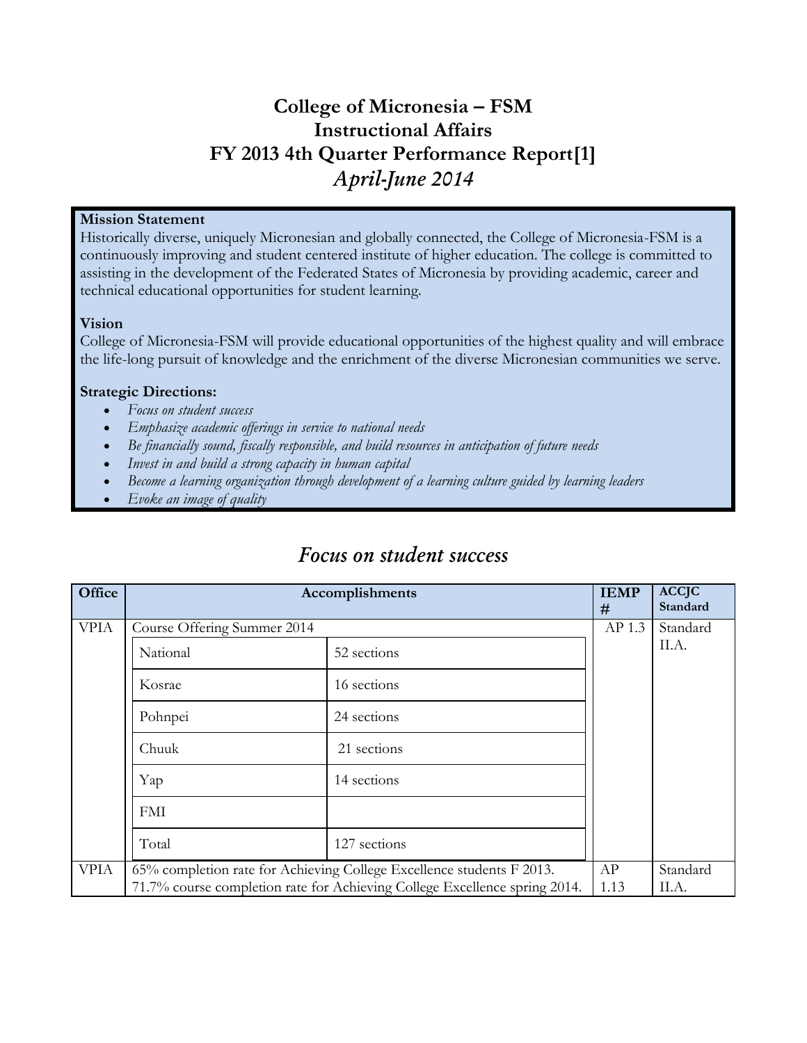# College of Micronesia – FSM
# Instructional Affairs
# FY 2013 4th Quarter Performance Report[1]
## *April-June 2014*

**Mission Statement**
Historically diverse, uniquely Micronesian and globally connected, the College of Micronesia-FSM is a continuously improving and student centered institute of higher education. The college is committed to assisting in the development of the Federated States of Micronesia by providing academic, career and technical educational opportunities for student learning.

**Vision**
College of Micronesia-FSM will provide educational opportunities of the highest quality and will embrace the life-long pursuit of knowledge and the enrichment of the diverse Micronesian communities we serve.

**Strategic Directions:**

- *Focus on student success*
- *Emphasize academic offerings in service to national needs*
- *Be financially sound, fiscally responsible, and build resources in anticipation of future needs*
- *Invest in and build a strong capacity in human capital*
- *Become a learning organization through development of a learning culture guided by learning leaders*
- *Evoke an image of quality*

## *Focus on student success*

| Office | Accomplishments | | IEMP # | ACCJC Standard |
|---|---|---|---|---|
| VPIA | Course Offering Summer 2014 | | AP 1.3 | Standard II.A. |
| | National | 52 sections | | |
| | Kosrae | 16 sections | | |
| | Pohnpei | 24 sections | | |
| | Chuuk | 21 sections | | |
| | Yap | 14 sections | | |
| | FMI | | | |
| | Total | 127 sections | | |
| VPIA | 65% completion rate for Achieving College Excellence students F 2013. 71.7% course completion rate for Achieving College Excellence spring 2014. | | AP 1.13 | Standard II.A. |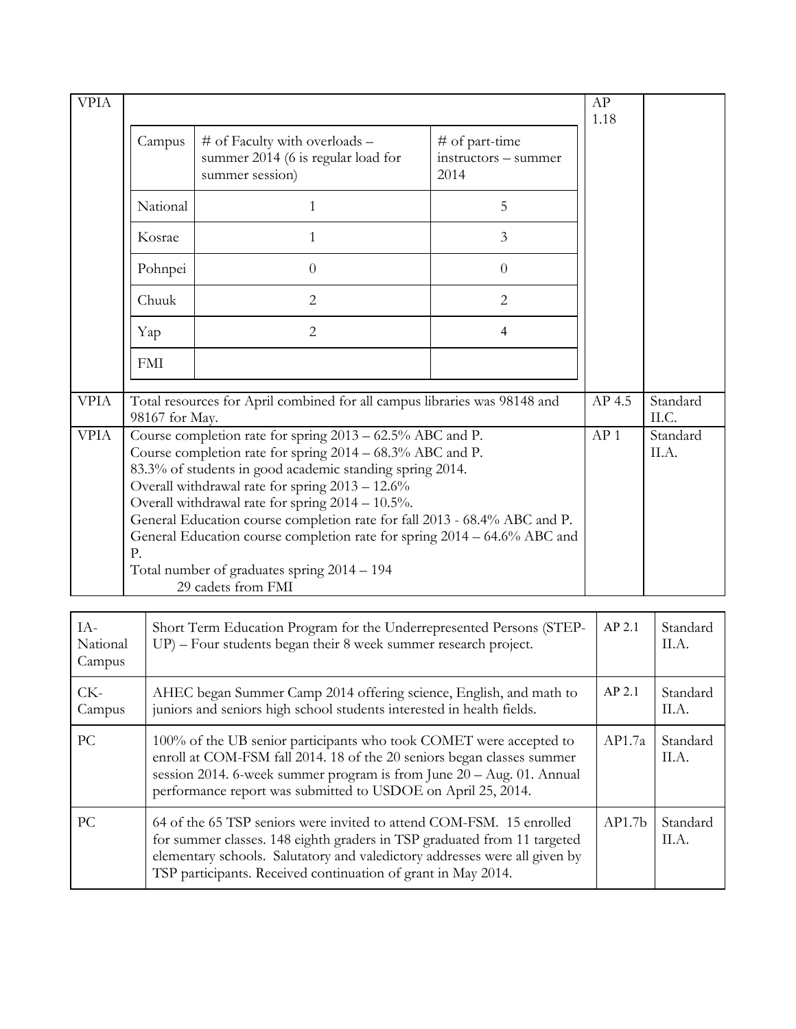| VPIA | | AP 1.18 | |
|---|---|---|---|

| Campus | # of Faculty with overloads – summer 2014 (6 is regular load for summer session) | # of part-time instructors – summer 2014 |
|---|---|---|
| National | 1 | 5 |
| Kosrae | 1 | 3 |
| Pohnpei | 0 | 0 |
| Chuuk | 2 | 2 |
| Yap | 2 | 4 |
| FMI | | |

| | | | |
|---|---|---|---|
| VPIA | Total resources for April combined for all campus libraries was 98148 and 98167 for May. | AP 4.5 | Standard II.C. |
| VPIA | Course completion rate for spring 2013 – 62.5% ABC and P.<br>Course completion rate for spring 2014 – 68.3% ABC and P.<br>83.3% of students in good academic standing spring 2014.<br>Overall withdrawal rate for spring 2013 – 12.6%<br>Overall withdrawal rate for spring 2014 – 10.5%.<br>General Education course completion rate for fall 2013 - 68.4% ABC and P.<br>General Education course completion rate for spring 2014 – 64.6% ABC and P.<br>Total number of graduates spring 2014 – 194<br>29 cadets from FMI | AP 1 | Standard II.A. |

| | | | |
|---|---|---|---|
| IA-National Campus | Short Term Education Program for the Underrepresented Persons (STEP-UP) – Four students began their 8 week summer research project. | AP 2.1 | Standard II.A. |
| CK-Campus | AHEC began Summer Camp 2014 offering science, English, and math to juniors and seniors high school students interested in health fields. | AP 2.1 | Standard II.A. |
| PC | 100% of the UB senior participants who took COMET were accepted to enroll at COM-FSM fall 2014. 18 of the 20 seniors began classes summer session 2014. 6-week summer program is from June 20 – Aug. 01. Annual performance report was submitted to USDOE on April 25, 2014. | AP1.7a | Standard II.A. |
| PC | 64 of the 65 TSP seniors were invited to attend COM-FSM. 15 enrolled for summer classes. 148 eighth graders in TSP graduated from 11 targeted elementary schools. Salutatory and valedictory addresses were all given by TSP participants. Received continuation of grant in May 2014. | AP1.7b | Standard II.A. |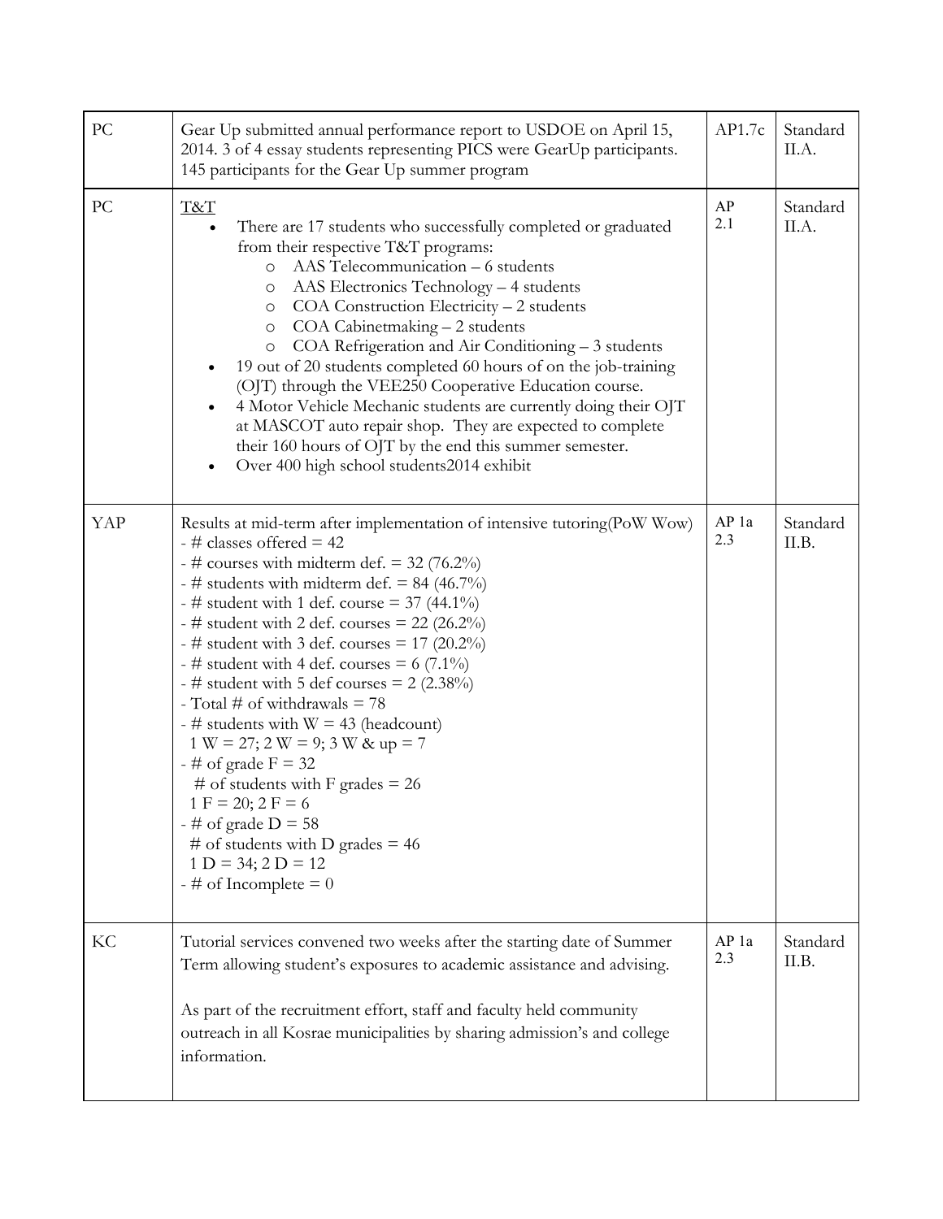| PC | Gear Up submitted annual performance report to USDOE on April 15, 2014. 3 of 4 essay students representing PICS were GearUp participants. 145 participants for the Gear Up summer program | AP1.7c | Standard II.A. |
|---|---|---|---|
| PC | <u>T&T</u><br>• There are 17 students who successfully completed or graduated from their respective T&T programs:<br>  ○ AAS Telecommunication – 6 students<br>  ○ AAS Electronics Technology – 4 students<br>  ○ COA Construction Electricity – 2 students<br>  ○ COA Cabinetmaking – 2 students<br>  ○ COA Refrigeration and Air Conditioning – 3 students<br>• 19 out of 20 students completed 60 hours of on the job-training (OJT) through the VEE250 Cooperative Education course.<br>• 4 Motor Vehicle Mechanic students are currently doing their OJT at MASCOT auto repair shop. They are expected to complete their 160 hours of OJT by the end this summer semester.<br>• Over 400 high school students2014 exhibit | AP 2.1 | Standard II.A. |
| YAP | Results at mid-term after implementation of intensive tutoring(PoW Wow)<br>- # classes offered = 42<br>- # courses with midterm def. = 32 (76.2%)<br>- # students with midterm def. = 84 (46.7%)<br>- # student with 1 def. course = 37 (44.1%)<br>- # student with 2 def. courses = 22 (26.2%)<br>- # student with 3 def. courses = 17 (20.2%)<br>- # student with 4 def. courses = 6 (7.1%)<br>- # student with 5 def courses = 2 (2.38%)<br>- Total # of withdrawals = 78<br>- # students with W = 43 (headcount)<br>  1 W = 27; 2 W = 9; 3 W & up = 7<br>- # of grade F = 32<br>  # of students with F grades = 26<br>  1 F = 20; 2 F = 6<br>- # of grade D = 58<br>  # of students with D grades = 46<br>  1 D = 34; 2 D = 12<br>- # of Incomplete = 0 | AP 1a 2.3 | Standard II.B. |
| KC | Tutorial services convened two weeks after the starting date of Summer Term allowing student's exposures to academic assistance and advising.<br><br>As part of the recruitment effort, staff and faculty held community outreach in all Kosrae municipalities by sharing admission's and college information. | AP 1a 2.3 | Standard II.B. |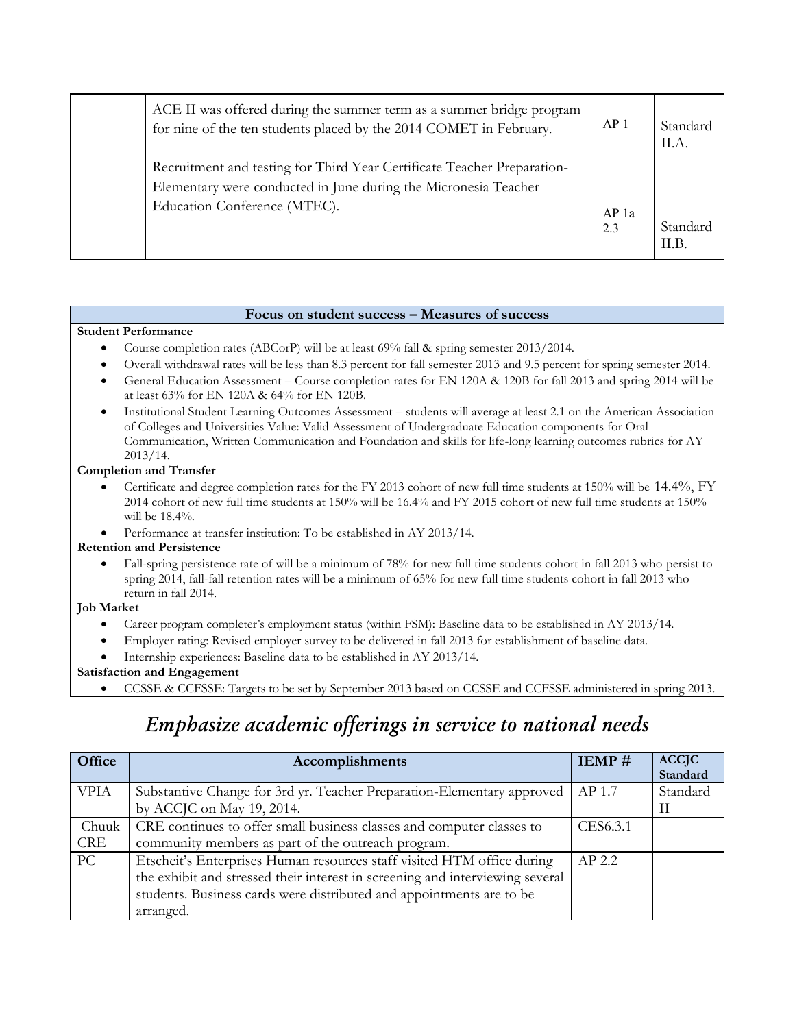|  | ACE II was offered during the summer term as a summer bridge program for nine of the ten students placed by the 2014 COMET in February.<br><br>Recruitment and testing for Third Year Certificate Teacher Preparation-Elementary were conducted in June during the Micronesia Teacher Education Conference (MTEC). | AP 1<br><br>AP 1a 2.3 | Standard II.A.<br><br>Standard II.B. |
|---|---|---|---|

| Focus on student success – Measures of success |
|---|
| **Student Performance**<br>• Course completion rates (ABCorP) will be at least 69% fall & spring semester 2013/2014.<br>• Overall withdrawal rates will be less than 8.3 percent for fall semester 2013 and 9.5 percent for spring semester 2014.<br>• General Education Assessment – Course completion rates for EN 120A & 120B for fall 2013 and spring 2014 will be at least 63% for EN 120A & 64% for EN 120B.<br>• Institutional Student Learning Outcomes Assessment – students will average at least 2.1 on the American Association of Colleges and Universities Value: Valid Assessment of Undergraduate Education components for Oral Communication, Written Communication and Foundation and skills for life-long learning outcomes rubrics for AY 2013/14.<br>**Completion and Transfer**<br>• Certificate and degree completion rates for the FY 2013 cohort of new full time students at 150% will be 14.4%, FY 2014 cohort of new full time students at 150% will be 16.4% and FY 2015 cohort of new full time students at 150% will be 18.4%.<br>• Performance at transfer institution: To be established in AY 2013/14.<br>**Retention and Persistence**<br>• Fall-spring persistence rate of will be a minimum of 78% for new full time students cohort in fall 2013 who persist to spring 2014, fall-fall retention rates will be a minimum of 65% for new full time students cohort in fall 2013 who return in fall 2014.<br>**Job Market**<br>• Career program completer's employment status (within FSM): Baseline data to be established in AY 2013/14.<br>• Employer rating: Revised employer survey to be delivered in fall 2013 for establishment of baseline data.<br>• Internship experiences: Baseline data to be established in AY 2013/14.<br>**Satisfaction and Engagement**<br>• CCSSE & CCFSSE: Targets to be set by September 2013 based on CCSSE and CCFSSE administered in spring 2013. |

## *Emphasize academic offerings in service to national needs*

| Office | Accomplishments | IEMP # | ACCJC Standard |
|---|---|---|---|
| VPIA | Substantive Change for 3rd yr. Teacher Preparation-Elementary approved by ACCJC on May 19, 2014. | AP 1.7 | Standard II |
| Chuuk CRE | CRE continues to offer small business classes and computer classes to community members as part of the outreach program. | CES6.3.1 |  |
| PC | Etscheit's Enterprises Human resources staff visited HTM office during the exhibit and stressed their interest in screening and interviewing several students. Business cards were distributed and appointments are to be arranged. | AP 2.2 |  |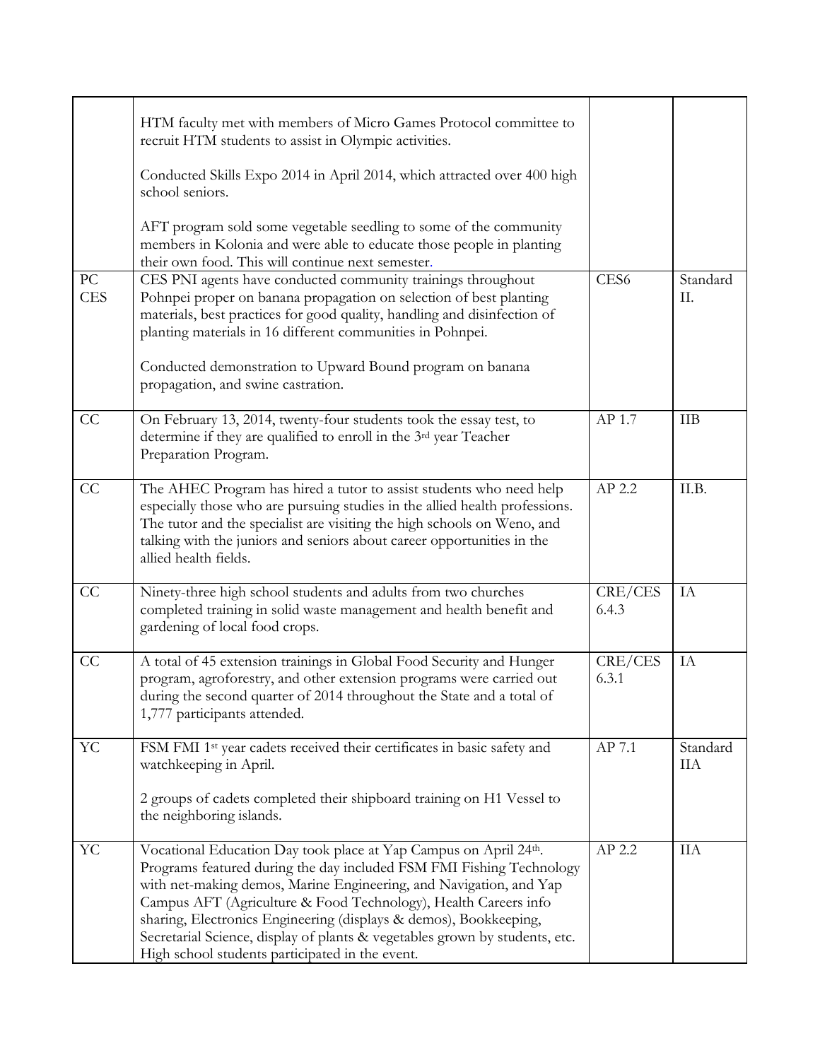|  |  |  |  |
|---|---|---|---|
|  | HTM faculty met with members of Micro Games Protocol committee to recruit HTM students to assist in Olympic activities.<br><br>Conducted Skills Expo 2014 in April 2014, which attracted over 400 high school seniors.<br><br>AFT program sold some vegetable seedling to some of the community members in Kolonia and were able to educate those people in planting their own food. This will continue next semester. |  |  |
| PC CES | CES PNI agents have conducted community trainings throughout Pohnpei proper on banana propagation on selection of best planting materials, best practices for good quality, handling and disinfection of planting materials in 16 different communities in Pohnpei.<br><br>Conducted demonstration to Upward Bound program on banana propagation, and swine castration. | CES6 | Standard II. |
| CC | On February 13, 2014, twenty-four students took the essay test, to determine if they are qualified to enroll in the 3rd year Teacher Preparation Program. | AP 1.7 | IIB |
| CC | The AHEC Program has hired a tutor to assist students who need help especially those who are pursuing studies in the allied health professions. The tutor and the specialist are visiting the high schools on Weno, and talking with the juniors and seniors about career opportunities in the allied health fields. | AP 2.2 | II.B. |
| CC | Ninety-three high school students and adults from two churches completed training in solid waste management and health benefit and gardening of local food crops. | CRE/CES 6.4.3 | IA |
| CC | A total of 45 extension trainings in Global Food Security and Hunger program, agroforestry, and other extension programs were carried out during the second quarter of 2014 throughout the State and a total of 1,777 participants attended. | CRE/CES 6.3.1 | IA |
| YC | FSM FMI 1st year cadets received their certificates in basic safety and watchkeeping in April.<br><br>2 groups of cadets completed their shipboard training on H1 Vessel to the neighboring islands. | AP 7.1 | Standard IIA |
| YC | Vocational Education Day took place at Yap Campus on April 24th. Programs featured during the day included FSM FMI Fishing Technology with net-making demos, Marine Engineering, and Navigation, and Yap Campus AFT (Agriculture & Food Technology), Health Careers info sharing, Electronics Engineering (displays & demos), Bookkeeping, Secretarial Science, display of plants & vegetables grown by students, etc. High school students participated in the event. | AP 2.2 | IIA |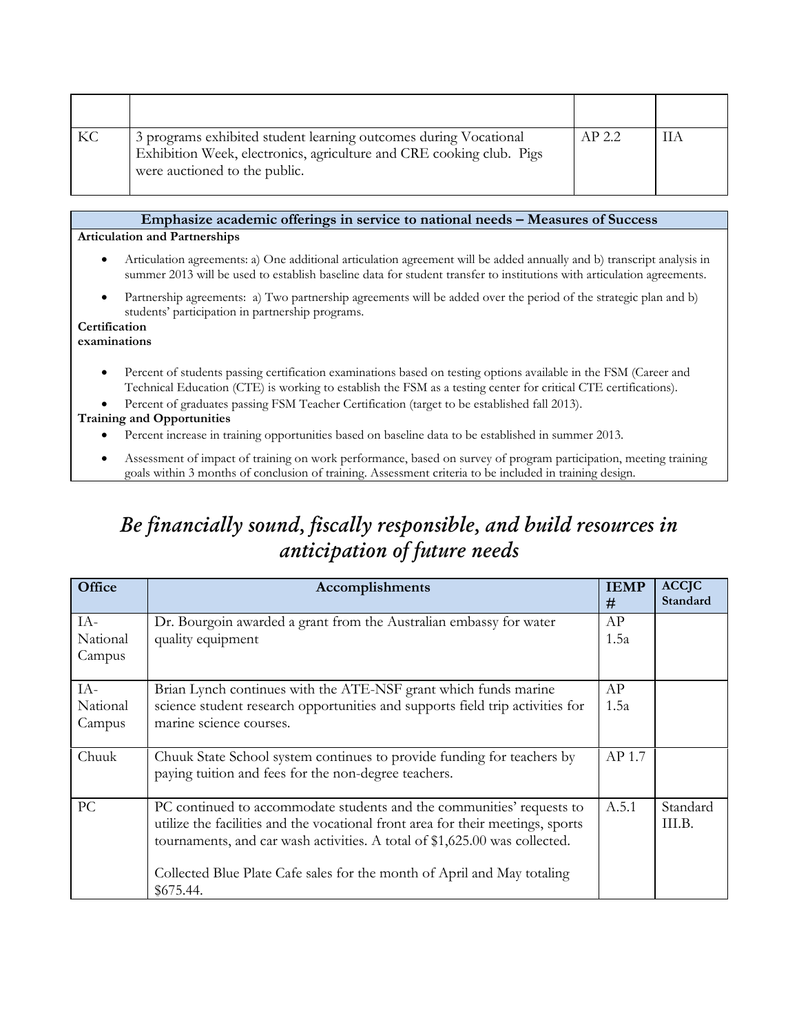| | | | |
|---|---|---|---|
| KC | 3 programs exhibited student learning outcomes during Vocational Exhibition Week, electronics, agriculture and CRE cooking club. Pigs were auctioned to the public. | AP 2.2 | IIA |

| Emphasize academic offerings in service to national needs – Measures of Success |
|---|

**Articulation and Partnerships**

- Articulation agreements: a) One additional articulation agreement will be added annually and b) transcript analysis in summer 2013 will be used to establish baseline data for student transfer to institutions with articulation agreements.
- Partnership agreements: a) Two partnership agreements will be added over the period of the strategic plan and b) students' participation in partnership programs.

**Certification examinations**

- Percent of students passing certification examinations based on testing options available in the FSM (Career and Technical Education (CTE) is working to establish the FSM as a testing center for critical CTE certifications).
- Percent of graduates passing FSM Teacher Certification (target to be established fall 2013).

**Training and Opportunities**

- Percent increase in training opportunities based on baseline data to be established in summer 2013.
- Assessment of impact of training on work performance, based on survey of program participation, meeting training goals within 3 months of conclusion of training. Assessment criteria to be included in training design.

## *Be financially sound, fiscally responsible, and build resources in anticipation of future needs*

| Office | Accomplishments | IEMP # | ACCJC Standard |
|---|---|---|---|
| IA-National Campus | Dr. Bourgoin awarded a grant from the Australian embassy for water quality equipment | AP 1.5a | |
| IA-National Campus | Brian Lynch continues with the ATE-NSF grant which funds marine science student research opportunities and supports field trip activities for marine science courses. | AP 1.5a | |
| Chuuk | Chuuk State School system continues to provide funding for teachers by paying tuition and fees for the non-degree teachers. | AP 1.7 | |
| PC | PC continued to accommodate students and the communities' requests to utilize the facilities and the vocational front area for their meetings, sports tournaments, and car wash activities. A total of $1,625.00 was collected.<br><br>Collected Blue Plate Cafe sales for the month of April and May totaling $675.44. | A.5.1 | Standard III.B. |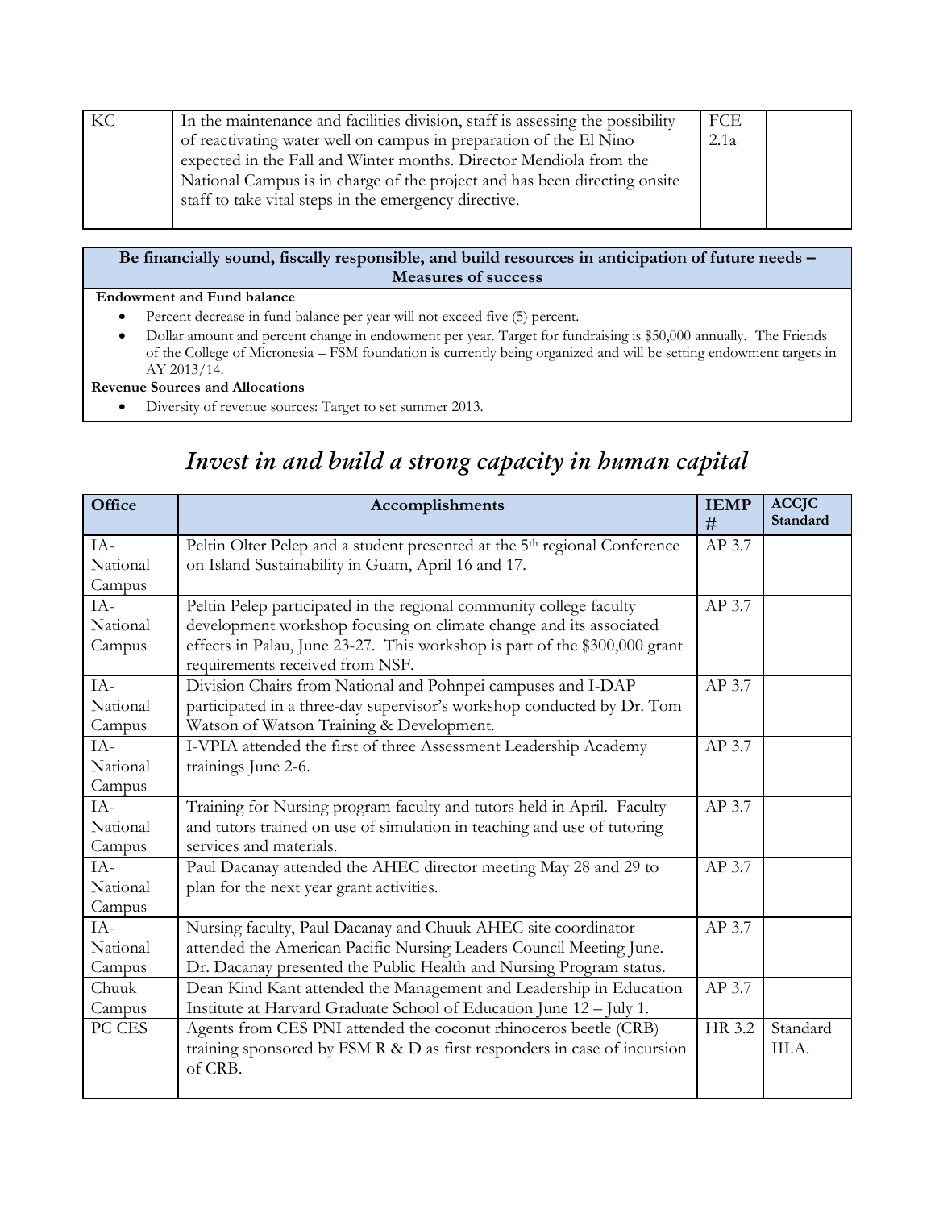| KC | In the maintenance and facilities division, staff is assessing the possibility of reactivating water well on campus in preparation of the El Nino expected in the Fall and Winter months. Director Mendiola from the National Campus is in charge of the project and has been directing onsite staff to take vital steps in the emergency directive. | FCE 2.1a | |
|---|---|---|---|

**Be financially sound, fiscally responsible, and build resources in anticipation of future needs – Measures of success**

**Endowment and Fund balance**

- Percent decrease in fund balance per year will not exceed five (5) percent.
- Dollar amount and percent change in endowment per year. Target for fundraising is $50,000 annually. The Friends of the College of Micronesia – FSM foundation is currently being organized and will be setting endowment targets in AY 2013/14.

**Revenue Sources and Allocations**

- Diversity of revenue sources: Target to set summer 2013.

# *Invest in and build a strong capacity in human capital*

| Office | Accomplishments | IEMP # | ACCJC Standard |
|---|---|---|---|
| IA- National Campus | Peltin Olter Pelep and a student presented at the 5th regional Conference on Island Sustainability in Guam, April 16 and 17. | AP 3.7 | |
| IA- National Campus | Peltin Pelep participated in the regional community college faculty development workshop focusing on climate change and its associated effects in Palau, June 23-27. This workshop is part of the $300,000 grant requirements received from NSF. | AP 3.7 | |
| IA- National Campus | Division Chairs from National and Pohnpei campuses and I-DAP participated in a three-day supervisor's workshop conducted by Dr. Tom Watson of Watson Training & Development. | AP 3.7 | |
| IA- National Campus | I-VPIA attended the first of three Assessment Leadership Academy trainings June 2-6. | AP 3.7 | |
| IA- National Campus | Training for Nursing program faculty and tutors held in April. Faculty and tutors trained on use of simulation in teaching and use of tutoring services and materials. | AP 3.7 | |
| IA- National Campus | Paul Dacanay attended the AHEC director meeting May 28 and 29 to plan for the next year grant activities. | AP 3.7 | |
| IA- National Campus | Nursing faculty, Paul Dacanay and Chuuk AHEC site coordinator attended the American Pacific Nursing Leaders Council Meeting June. Dr. Dacanay presented the Public Health and Nursing Program status. | AP 3.7 | |
| Chuuk Campus | Dean Kind Kant attended the Management and Leadership in Education Institute at Harvard Graduate School of Education June 12 – July 1. | AP 3.7 | |
| PC CES | Agents from CES PNI attended the coconut rhinoceros beetle (CRB) training sponsored by FSM R & D as first responders in case of incursion of CRB. | HR 3.2 | Standard III.A. |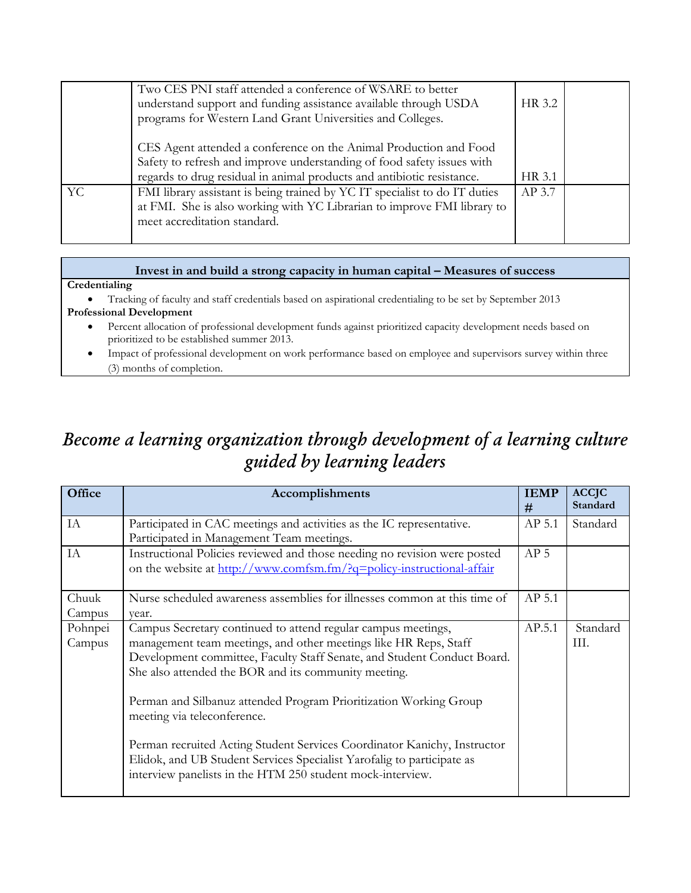| | | | |
|---|---|---|---|
| | Two CES PNI staff attended a conference of WSARE to better understand support and funding assistance available through USDA programs for Western Land Grant Universities and Colleges.<br><br>CES Agent attended a conference on the Animal Production and Food Safety to refresh and improve understanding of food safety issues with regards to drug residual in animal products and antibiotic resistance. | HR 3.2<br><br><br><br>HR 3.1 | |
| YC | FMI library assistant is being trained by YC IT specialist to do IT duties at FMI. She is also working with YC Librarian to improve FMI library to meet accreditation standard. | AP 3.7 | |

**Invest in and build a strong capacity in human capital – Measures of success**

**Credentialing**

- Tracking of faculty and staff credentials based on aspirational credentialing to be set by September 2013

**Professional Development**

- Percent allocation of professional development funds against prioritized capacity development needs based on prioritized to be established summer 2013.
- Impact of professional development on work performance based on employee and supervisors survey within three (3) months of completion.

# *Become a learning organization through development of a learning culture guided by learning leaders*

| Office | Accomplishments | IEMP # | ACCJC Standard |
|---|---|---|---|
| IA | Participated in CAC meetings and activities as the IC representative. Participated in Management Team meetings. | AP 5.1 | Standard |
| IA | Instructional Policies reviewed and those needing no revision were posted on the website at http://www.comfsm.fm/?q=policy-instructional-affair | AP 5 | |
| Chuuk Campus | Nurse scheduled awareness assemblies for illnesses common at this time of year. | AP 5.1 | |
| Pohnpei Campus | Campus Secretary continued to attend regular campus meetings, management team meetings, and other meetings like HR Reps, Staff Development committee, Faculty Staff Senate, and Student Conduct Board. She also attended the BOR and its community meeting.<br><br>Perman and Silbanuz attended Program Prioritization Working Group meeting via teleconference.<br><br>Perman recruited Acting Student Services Coordinator Kanichy, Instructor Elidok, and UB Student Services Specialist Yarofalig to participate as interview panelists in the HTM 250 student mock-interview. | AP.5.1 | Standard III. |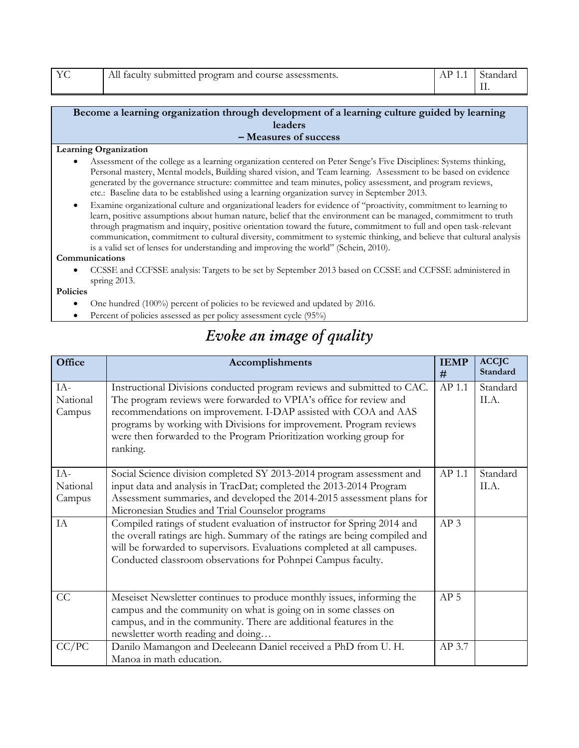| YC | All faculty submitted program and course assessments. | AP 1.1 | Standard II. |
|---|---|---|---|

**Become a learning organization through development of a learning culture guided by learning leaders – Measures of success**

**Learning Organization**

- Assessment of the college as a learning organization centered on Peter Senge's Five Disciplines: Systems thinking, Personal mastery, Mental models, Building shared vision, and Team learning. Assessment to be based on evidence generated by the governance structure: committee and team minutes, policy assessment, and program reviews, etc.: Baseline data to be established using a learning organization survey in September 2013.
- Examine organizational culture and organizational leaders for evidence of "proactivity, commitment to learning to learn, positive assumptions about human nature, belief that the environment can be managed, commitment to truth through pragmatism and inquiry, positive orientation toward the future, commitment to full and open task-relevant communication, commitment to cultural diversity, commitment to systemic thinking, and believe that cultural analysis is a valid set of lenses for understanding and improving the world" (Schein, 2010).

**Communications**

- CCSSE and CCFSSE analysis: Targets to be set by September 2013 based on CCSSE and CCFSSE administered in spring 2013.

**Policies**

- One hundred (100%) percent of policies to be reviewed and updated by 2016.
- Percent of policies assessed as per policy assessment cycle (95%)

# *Evoke an image of quality*

| Office | Accomplishments | IEMP # | ACCJC Standard |
|---|---|---|---|
| IA- National Campus | Instructional Divisions conducted program reviews and submitted to CAC. The program reviews were forwarded to VPIA's office for review and recommendations on improvement. I-DAP assisted with COA and AAS programs by working with Divisions for improvement. Program reviews were then forwarded to the Program Prioritization working group for ranking. | AP 1.1 | Standard II.A. |
| IA- National Campus | Social Science division completed SY 2013-2014 program assessment and input data and analysis in TracDat; completed the 2013-2014 Program Assessment summaries, and developed the 2014-2015 assessment plans for Micronesian Studies and Trial Counselor programs | AP 1.1 | Standard II.A. |
| IA | Compiled ratings of student evaluation of instructor for Spring 2014 and the overall ratings are high. Summary of the ratings are being compiled and will be forwarded to supervisors. Evaluations completed at all campuses. Conducted classroom observations for Pohnpei Campus faculty. | AP 3 | |
| CC | Meseiset Newsletter continues to produce monthly issues, informing the campus and the community on what is going on in some classes on campus, and in the community. There are additional features in the newsletter worth reading and doing… | AP 5 | |
| CC/PC | Danilo Mamangon and Deeleeann Daniel received a PhD from U. H. Manoa in math education. | AP 3.7 | |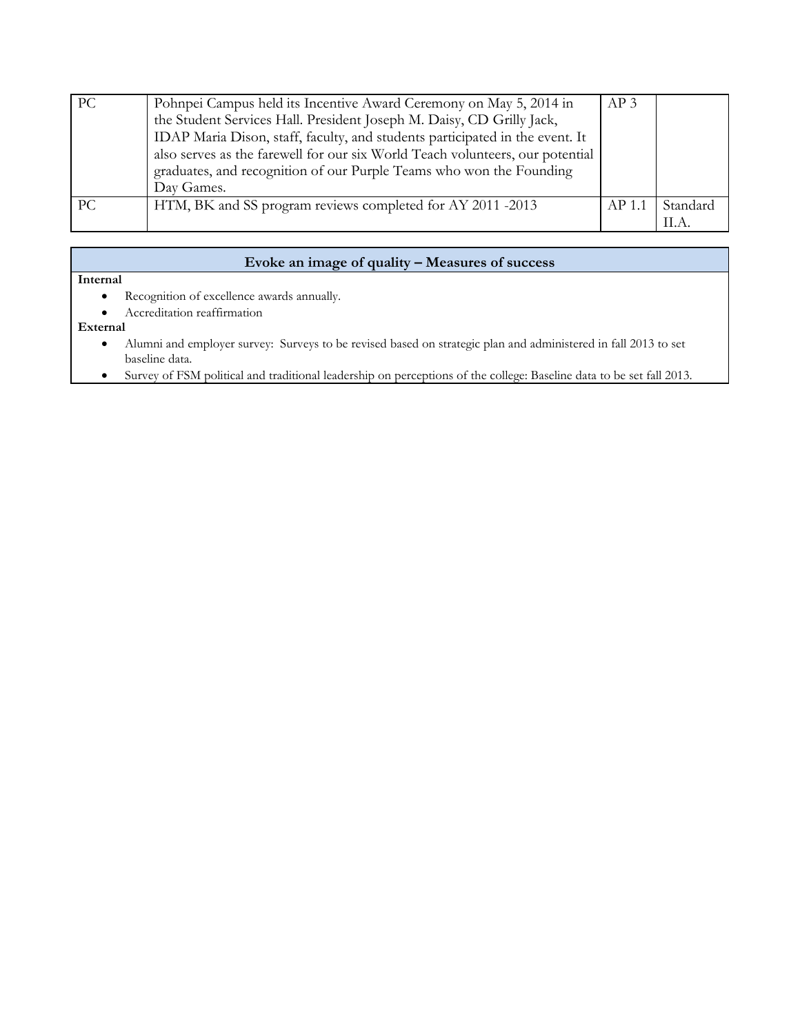| | | | |
|---|---|---|---|
| PC | Pohnpei Campus held its Incentive Award Ceremony on May 5, 2014 in the Student Services Hall. President Joseph M. Daisy, CD Grilly Jack, IDAP Maria Dison, staff, faculty, and students participated in the event. It also serves as the farewell for our six World Teach volunteers, our potential graduates, and recognition of our Purple Teams who won the Founding Day Games. | AP 3 | |
| PC | HTM, BK and SS program reviews completed for AY 2011 -2013 | AP 1.1 | Standard II.A. |

### Evoke an image of quality – Measures of success

**Internal**

- Recognition of excellence awards annually.
- Accreditation reaffirmation

**External**

- Alumni and employer survey: Surveys to be revised based on strategic plan and administered in fall 2013 to set baseline data.
- Survey of FSM political and traditional leadership on perceptions of the college: Baseline data to be set fall 2013.